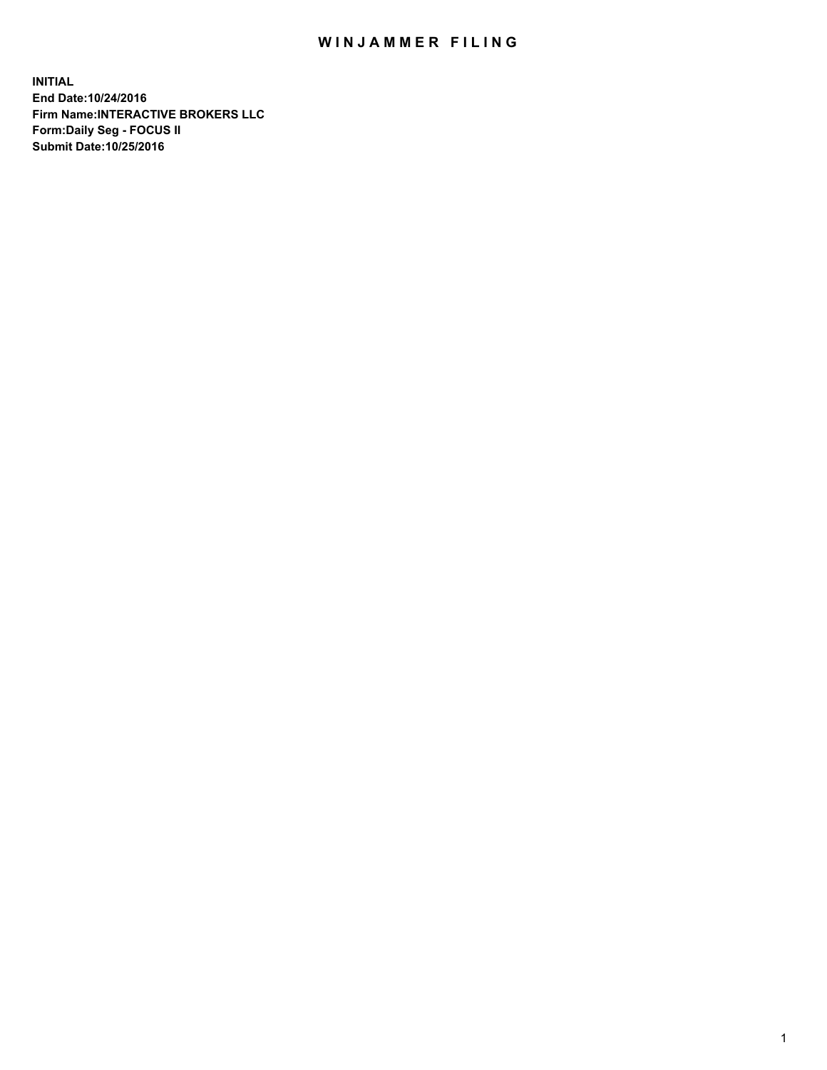# WINJAMMER FILING

**INITIAL**
**End Date:10/24/2016**
**Firm Name:INTERACTIVE BROKERS LLC**
**Form:Daily Seg - FOCUS II**
**Submit Date:10/25/2016**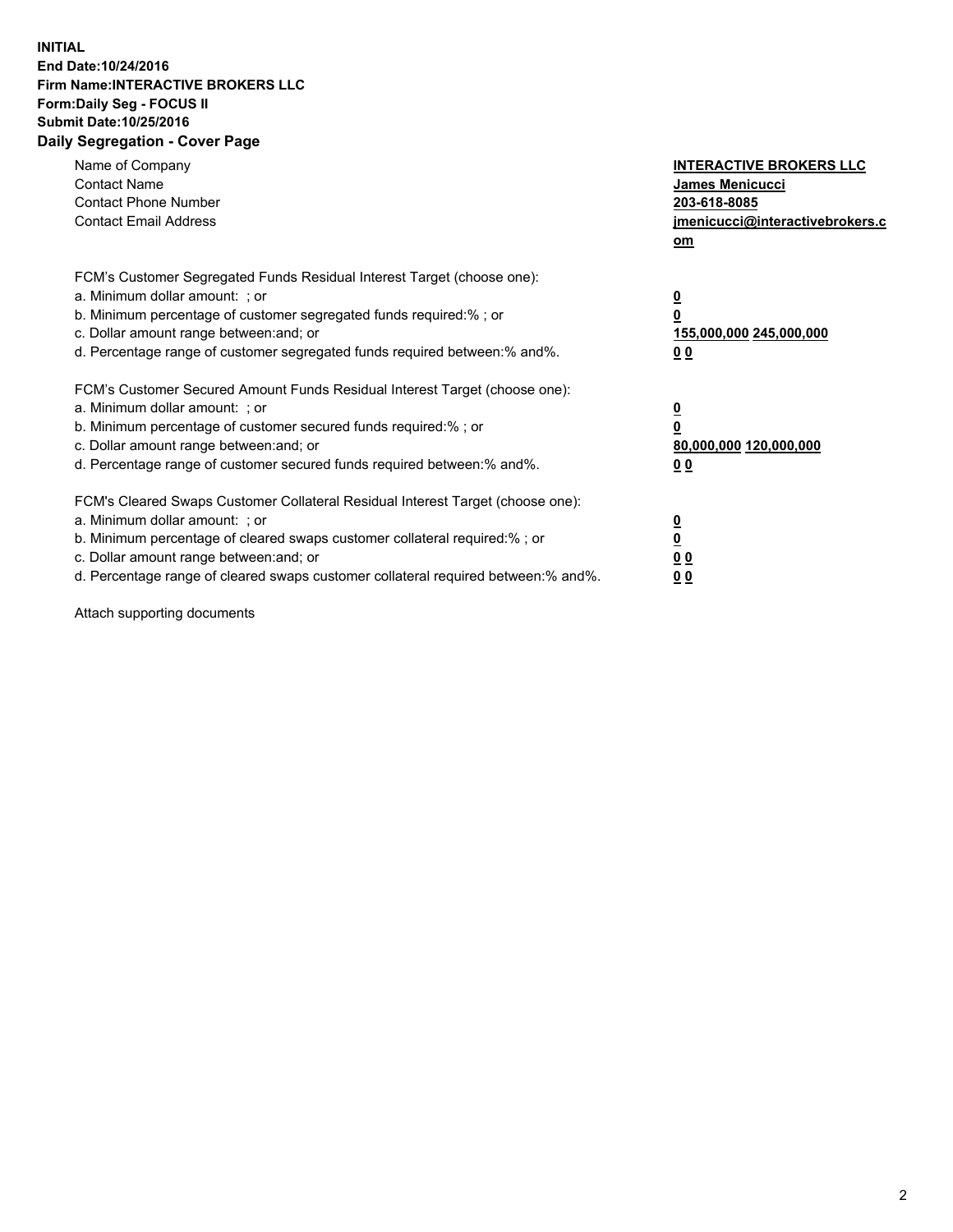**INITIAL**
**End Date:10/24/2016**
**Firm Name:INTERACTIVE BROKERS LLC**
**Form:Daily Seg - FOCUS II**
**Submit Date:10/25/2016**
**Daily Segregation - Cover Page**

| | |
|---|---|
| Name of Company | **INTERACTIVE BROKERS LLC** |
| Contact Name | **James Menicucci** |
| Contact Phone Number | **203-618-8085** |
| Contact Email Address | **jmenicucci@interactivebrokers.com** |

| | |
|---|---|
| FCM's Customer Segregated Funds Residual Interest Target (choose one): | |
| a. Minimum dollar amount: ; or | **0** |
| b. Minimum percentage of customer segregated funds required:% ; or | **0** |
| c. Dollar amount range between:and; or | **155,000,000 245,000,000** |
| d. Percentage range of customer segregated funds required between:% and%. | **0 0** |
| FCM's Customer Secured Amount Funds Residual Interest Target (choose one): | |
| a. Minimum dollar amount: ; or | **0** |
| b. Minimum percentage of customer secured funds required:% ; or | **0** |
| c. Dollar amount range between:and; or | **80,000,000 120,000,000** |
| d. Percentage range of customer secured funds required between:% and%. | **0 0** |
| FCM's Cleared Swaps Customer Collateral Residual Interest Target (choose one): | |
| a. Minimum dollar amount: ; or | **0** |
| b. Minimum percentage of cleared swaps customer collateral required:% ; or | **0** |
| c. Dollar amount range between:and; or | **0 0** |
| d. Percentage range of cleared swaps customer collateral required between:% and%. | **0 0** |

Attach supporting documents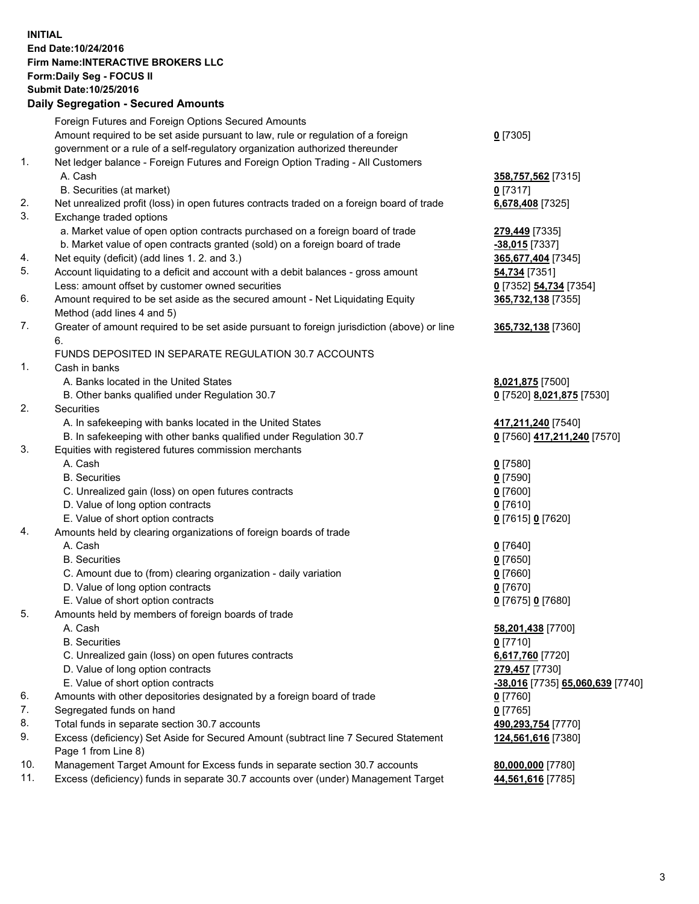**INITIAL**
**End Date:10/24/2016**
**Firm Name:INTERACTIVE BROKERS LLC**
**Form:Daily Seg - FOCUS II**
**Submit Date:10/25/2016**

## Daily Segregation - Secured Amounts

| | | |
|---|---|---|
| | Foreign Futures and Foreign Options Secured Amounts | |
| | Amount required to be set aside pursuant to law, rule or regulation of a foreign government or a rule of a self-regulatory organization authorized thereunder | **0** [7305] |
| 1. | Net ledger balance - Foreign Futures and Foreign Option Trading - All Customers | |
| | A. Cash | **358,757,562** [7315] |
| | B. Securities (at market) | **0** [7317] |
| 2. | Net unrealized profit (loss) in open futures contracts traded on a foreign board of trade | **6,678,408** [7325] |
| 3. | Exchange traded options | |
| | a. Market value of open option contracts purchased on a foreign board of trade | **279,449** [7335] |
| | b. Market value of open contracts granted (sold) on a foreign board of trade | **-38,015** [7337] |
| 4. | Net equity (deficit) (add lines 1. 2. and 3.) | **365,677,404** [7345] |
| 5. | Account liquidating to a deficit and account with a debit balances - gross amount | **54,734** [7351] |
| | Less: amount offset by customer owned securities | **0** [7352] **54,734** [7354] |
| 6. | Amount required to be set aside as the secured amount - Net Liquidating Equity Method (add lines 4 and 5) | **365,732,138** [7355] |
| 7. | Greater of amount required to be set aside pursuant to foreign jurisdiction (above) or line 6. | **365,732,138** [7360] |
| | FUNDS DEPOSITED IN SEPARATE REGULATION 30.7 ACCOUNTS | |
| 1. | Cash in banks | |
| | A. Banks located in the United States | **8,021,875** [7500] |
| | B. Other banks qualified under Regulation 30.7 | **0** [7520] **8,021,875** [7530] |
| 2. | Securities | |
| | A. In safekeeping with banks located in the United States | **417,211,240** [7540] |
| | B. In safekeeping with other banks qualified under Regulation 30.7 | **0** [7560] **417,211,240** [7570] |
| 3. | Equities with registered futures commission merchants | |
| | A. Cash | **0** [7580] |
| | B. Securities | **0** [7590] |
| | C. Unrealized gain (loss) on open futures contracts | **0** [7600] |
| | D. Value of long option contracts | **0** [7610] |
| | E. Value of short option contracts | **0** [7615] **0** [7620] |
| 4. | Amounts held by clearing organizations of foreign boards of trade | |
| | A. Cash | **0** [7640] |
| | B. Securities | **0** [7650] |
| | C. Amount due to (from) clearing organization - daily variation | **0** [7660] |
| | D. Value of long option contracts | **0** [7670] |
| | E. Value of short option contracts | **0** [7675] **0** [7680] |
| 5. | Amounts held by members of foreign boards of trade | |
| | A. Cash | **58,201,438** [7700] |
| | B. Securities | **0** [7710] |
| | C. Unrealized gain (loss) on open futures contracts | **6,617,760** [7720] |
| | D. Value of long option contracts | **279,457** [7730] |
| | E. Value of short option contracts | **-38,016** [7735] **65,060,639** [7740] |
| 6. | Amounts with other depositories designated by a foreign board of trade | **0** [7760] |
| 7. | Segregated funds on hand | **0** [7765] |
| 8. | Total funds in separate section 30.7 accounts | **490,293,754** [7770] |
| 9. | Excess (deficiency) Set Aside for Secured Amount (subtract line 7 Secured Statement Page 1 from Line 8) | **124,561,616** [7380] |
| 10. | Management Target Amount for Excess funds in separate section 30.7 accounts | **80,000,000** [7780] |
| 11. | Excess (deficiency) funds in separate 30.7 accounts over (under) Management Target | **44,561,616** [7785] |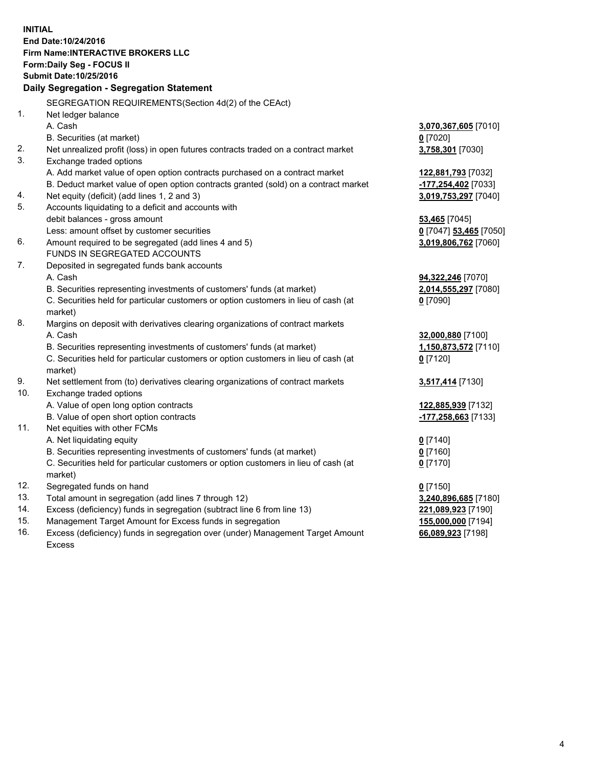**INITIAL**
**End Date:10/24/2016**
**Firm Name:INTERACTIVE BROKERS LLC**
**Form:Daily Seg - FOCUS II**
**Submit Date:10/25/2016**

## Daily Segregation - Segregation Statement

| | | |
|---|---|---|
| | SEGREGATION REQUIREMENTS(Section 4d(2) of the CEAct) | |
| 1. | Net ledger balance | |
| | A. Cash | **3,070,367,605** [7010] |
| | B. Securities (at market) | **0** [7020] |
| 2. | Net unrealized profit (loss) in open futures contracts traded on a contract market | **3,758,301** [7030] |
| 3. | Exchange traded options | |
| | A. Add market value of open option contracts purchased on a contract market | **122,881,793** [7032] |
| | B. Deduct market value of open option contracts granted (sold) on a contract market | **-177,254,402** [7033] |
| 4. | Net equity (deficit) (add lines 1, 2 and 3) | **3,019,753,297** [7040] |
| 5. | Accounts liquidating to a deficit and accounts with | |
| | debit balances - gross amount | **53,465** [7045] |
| | Less: amount offset by customer securities | **0** [7047] **53,465** [7050] |
| 6. | Amount required to be segregated (add lines 4 and 5) | **3,019,806,762** [7060] |
| | FUNDS IN SEGREGATED ACCOUNTS | |
| 7. | Deposited in segregated funds bank accounts | |
| | A. Cash | **94,322,246** [7070] |
| | B. Securities representing investments of customers' funds (at market) | **2,014,555,297** [7080] |
| | C. Securities held for particular customers or option customers in lieu of cash (at market) | **0** [7090] |
| 8. | Margins on deposit with derivatives clearing organizations of contract markets | |
| | A. Cash | **32,000,880** [7100] |
| | B. Securities representing investments of customers' funds (at market) | **1,150,873,572** [7110] |
| | C. Securities held for particular customers or option customers in lieu of cash (at market) | **0** [7120] |
| 9. | Net settlement from (to) derivatives clearing organizations of contract markets | **3,517,414** [7130] |
| 10. | Exchange traded options | |
| | A. Value of open long option contracts | **122,885,939** [7132] |
| | B. Value of open short option contracts | **-177,258,663** [7133] |
| 11. | Net equities with other FCMs | |
| | A. Net liquidating equity | **0** [7140] |
| | B. Securities representing investments of customers' funds (at market) | **0** [7160] |
| | C. Securities held for particular customers or option customers in lieu of cash (at market) | **0** [7170] |
| 12. | Segregated funds on hand | **0** [7150] |
| 13. | Total amount in segregation (add lines 7 through 12) | **3,240,896,685** [7180] |
| 14. | Excess (deficiency) funds in segregation (subtract line 6 from line 13) | **221,089,923** [7190] |
| 15. | Management Target Amount for Excess funds in segregation | **155,000,000** [7194] |
| 16. | Excess (deficiency) funds in segregation over (under) Management Target Amount Excess | **66,089,923** [7198] |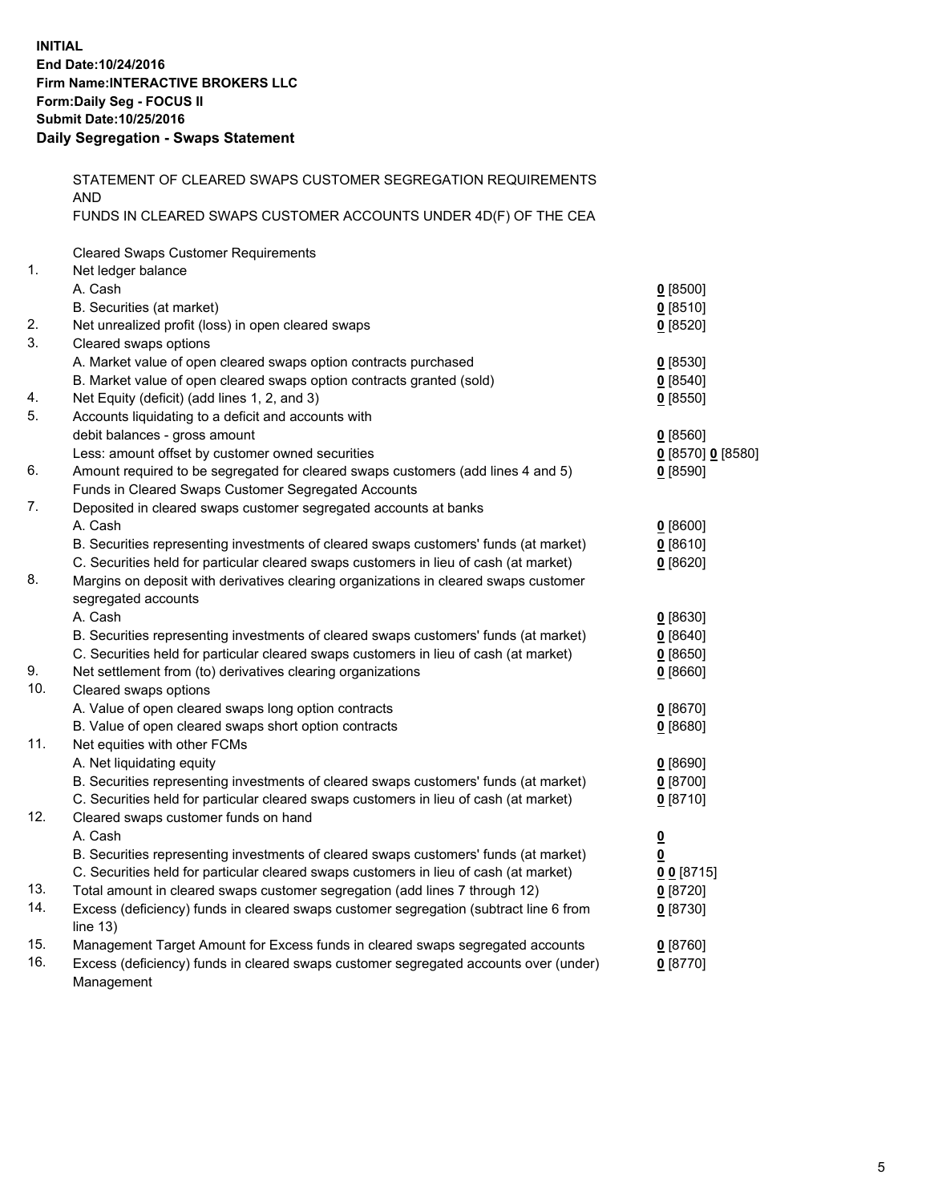**INITIAL**
**End Date:10/24/2016**
**Firm Name:INTERACTIVE BROKERS LLC**
**Form:Daily Seg - FOCUS II**
**Submit Date:10/25/2016**
**Daily Segregation - Swaps Statement**

STATEMENT OF CLEARED SWAPS CUSTOMER SEGREGATION REQUIREMENTS AND FUNDS IN CLEARED SWAPS CUSTOMER ACCOUNTS UNDER 4D(F) OF THE CEA

| | | |
|---|---|---|
| | Cleared Swaps Customer Requirements | |
| 1. | Net ledger balance | |
| | A. Cash | 0 [8500] |
| | B. Securities (at market) | 0 [8510] |
| 2. | Net unrealized profit (loss) in open cleared swaps | 0 [8520] |
| 3. | Cleared swaps options | |
| | A. Market value of open cleared swaps option contracts purchased | 0 [8530] |
| | B. Market value of open cleared swaps option contracts granted (sold) | 0 [8540] |
| 4. | Net Equity (deficit) (add lines 1, 2, and 3) | 0 [8550] |
| 5. | Accounts liquidating to a deficit and accounts with debit balances - gross amount | 0 [8560] |
| | Less: amount offset by customer owned securities | 0 [8570] 0 [8580] |
| 6. | Amount required to be segregated for cleared swaps customers (add lines 4 and 5) | 0 [8590] |
| | Funds in Cleared Swaps Customer Segregated Accounts | |
| 7. | Deposited in cleared swaps customer segregated accounts at banks | |
| | A. Cash | 0 [8600] |
| | B. Securities representing investments of cleared swaps customers' funds (at market) | 0 [8610] |
| | C. Securities held for particular cleared swaps customers in lieu of cash (at market) | 0 [8620] |
| 8. | Margins on deposit with derivatives clearing organizations in cleared swaps customer segregated accounts | |
| | A. Cash | 0 [8630] |
| | B. Securities representing investments of cleared swaps customers' funds (at market) | 0 [8640] |
| | C. Securities held for particular cleared swaps customers in lieu of cash (at market) | 0 [8650] |
| 9. | Net settlement from (to) derivatives clearing organizations | 0 [8660] |
| 10. | Cleared swaps options | |
| | A. Value of open cleared swaps long option contracts | 0 [8670] |
| | B. Value of open cleared swaps short option contracts | 0 [8680] |
| 11. | Net equities with other FCMs | |
| | A. Net liquidating equity | 0 [8690] |
| | B. Securities representing investments of cleared swaps customers' funds (at market) | 0 [8700] |
| | C. Securities held for particular cleared swaps customers in lieu of cash (at market) | 0 [8710] |
| 12. | Cleared swaps customer funds on hand | |
| | A. Cash | 0 |
| | B. Securities representing investments of cleared swaps customers' funds (at market) | 0 |
| | C. Securities held for particular cleared swaps customers in lieu of cash (at market) | 0 0 [8715] |
| 13. | Total amount in cleared swaps customer segregation (add lines 7 through 12) | 0 [8720] |
| 14. | Excess (deficiency) funds in cleared swaps customer segregation (subtract line 6 from line 13) | 0 [8730] |
| 15. | Management Target Amount for Excess funds in cleared swaps segregated accounts | 0 [8760] |
| 16. | Excess (deficiency) funds in cleared swaps customer segregated accounts over (under) Management | 0 [8770] |